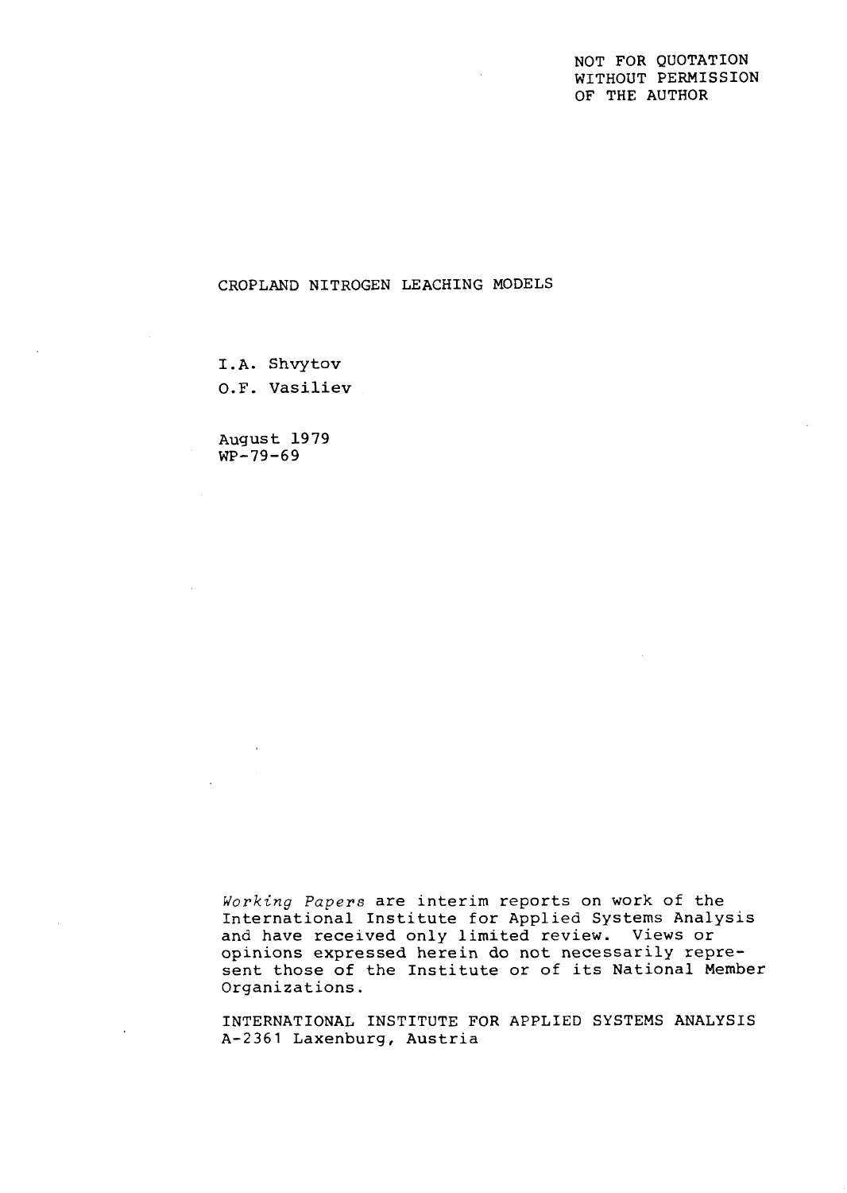NOT FOR QUOTATION
WITHOUT PERMISSION
OF THE AUTHOR

# CROPLAND NITROGEN LEACHING MODELS

I.A. Shvytov
O.F. Vasiliev

August 1979
WP-79-69

*Working Papers* are interim reports on work of the International Institute for Applied Systems Analysis and have received only limited review. Views or opinions expressed herein do not necessarily represent those of the Institute or of its National Member Organizations.

INTERNATIONAL INSTITUTE FOR APPLIED SYSTEMS ANALYSIS
A-2361 Laxenburg, Austria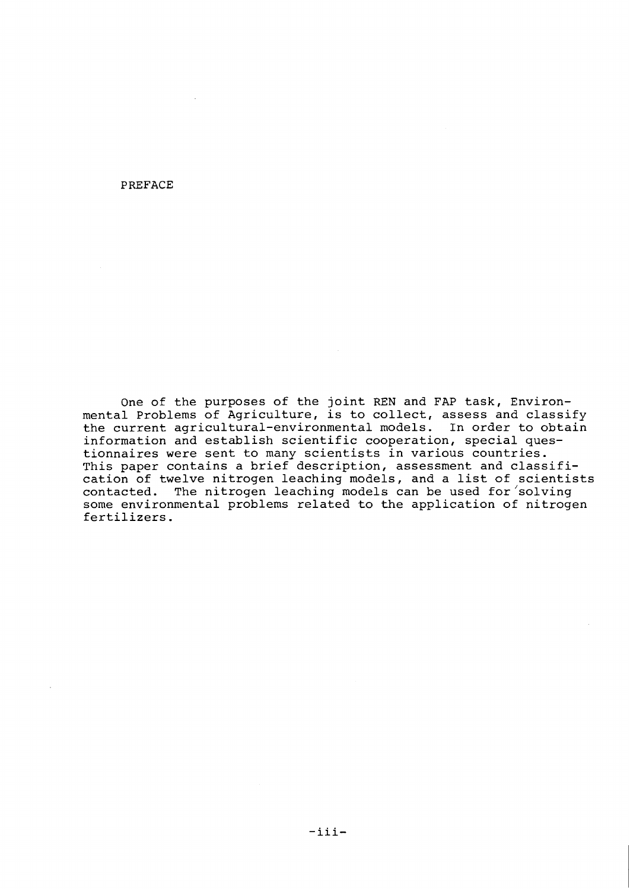# PREFACE

One of the purposes of the joint REN and FAP task, Environmental Problems of Agriculture, is to collect, assess and classify the current agricultural-environmental models. In order to obtain information and establish scientific cooperation, special questionnaires were sent to many scientists in various countries. This paper contains a brief description, assessment and classification of twelve nitrogen leaching models, and a list of scientists contacted. The nitrogen leaching models can be used for solving some environmental problems related to the application of nitrogen fertilizers.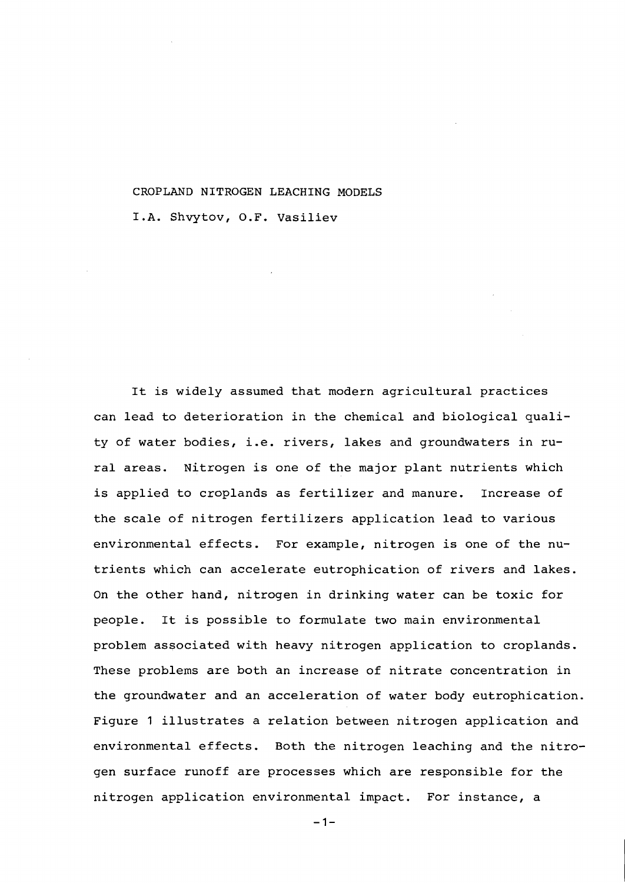# CROPLAND NITROGEN LEACHING MODELS

I.A. Shvytov, O.F. Vasiliev

It is widely assumed that modern agricultural practices can lead to deterioration in the chemical and biological quality of water bodies, i.e. rivers, lakes and groundwaters in rural areas. Nitrogen is one of the major plant nutrients which is applied to croplands as fertilizer and manure. Increase of the scale of nitrogen fertilizers application lead to various environmental effects. For example, nitrogen is one of the nutrients which can accelerate eutrophication of rivers and lakes. On the other hand, nitrogen in drinking water can be toxic for people. It is possible to formulate two main environmental problem associated with heavy nitrogen application to croplands. These problems are both an increase of nitrate concentration in the groundwater and an acceleration of water body eutrophication. Figure 1 illustrates a relation between nitrogen application and environmental effects. Both the nitrogen leaching and the nitrogen surface runoff are processes which are responsible for the nitrogen application environmental impact. For instance, a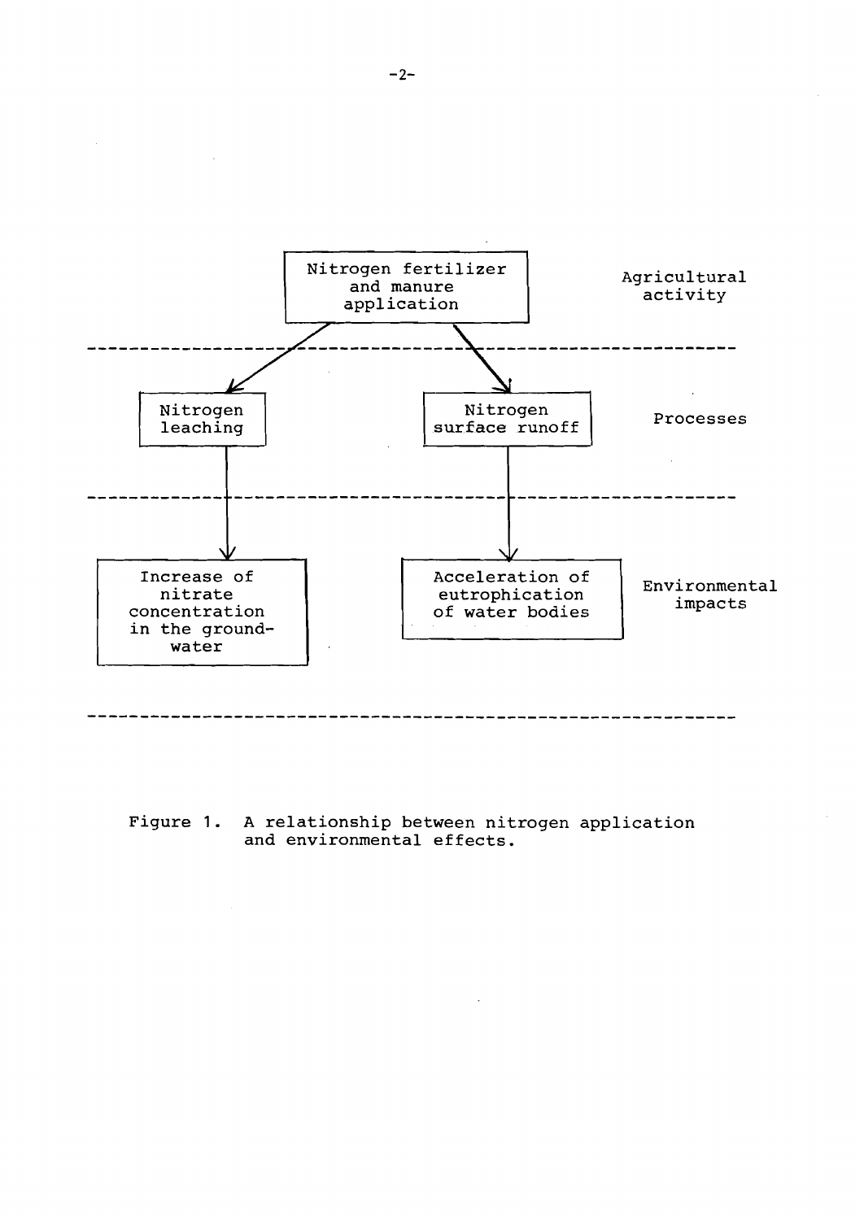Nitrogen fertilizer and manure application — Agricultural activity

Nitrogen leaching | Nitrogen surface runoff — Processes

Increase of nitrate concentration in the ground-water | Acceleration of eutrophication of water bodies — Environmental impacts

Figure 1. A relationship between nitrogen application and environmental effects.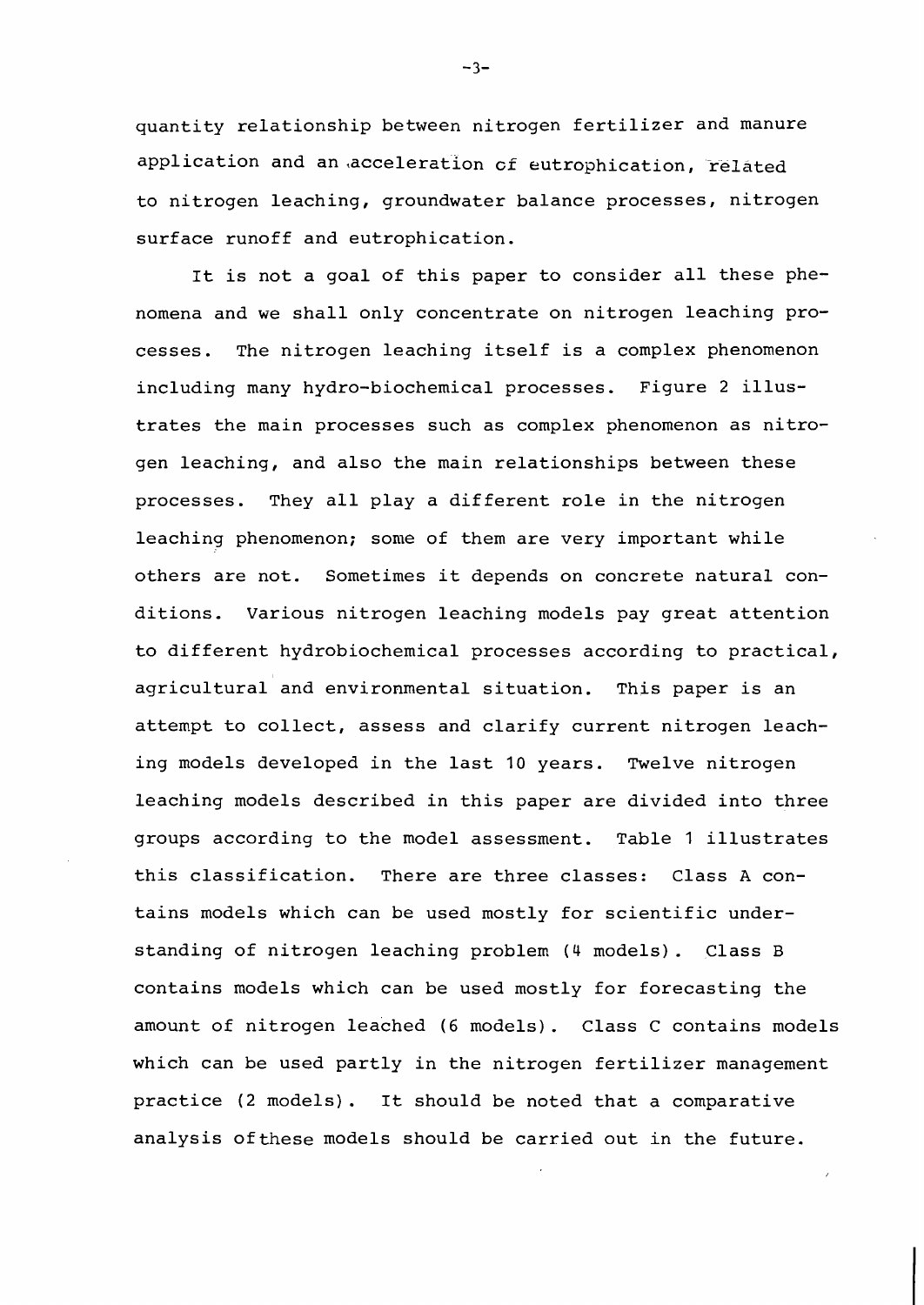quantity relationship between nitrogen fertilizer and manure application and an acceleration of eutrophication, related to nitrogen leaching, groundwater balance processes, nitrogen surface runoff and eutrophication.

It is not a goal of this paper to consider all these phenomena and we shall only concentrate on nitrogen leaching processes. The nitrogen leaching itself is a complex phenomenon including many hydro-biochemical processes. Figure 2 illustrates the main processes such as complex phenomenon as nitrogen leaching, and also the main relationships between these processes. They all play a different role in the nitrogen leaching phenomenon; some of them are very important while others are not. Sometimes it depends on concrete natural conditions. Various nitrogen leaching models pay great attention to different hydrobiochemical processes according to practical, agricultural and environmental situation. This paper is an attempt to collect, assess and clarify current nitrogen leaching models developed in the last 10 years. Twelve nitrogen leaching models described in this paper are divided into three groups according to the model assessment. Table 1 illustrates this classification. There are three classes: Class A contains models which can be used mostly for scientific understanding of nitrogen leaching problem (4 models). Class B contains models which can be used mostly for forecasting the amount of nitrogen leached (6 models). Class C contains models which can be used partly in the nitrogen fertilizer management practice (2 models). It should be noted that a comparative analysis of these models should be carried out in the future.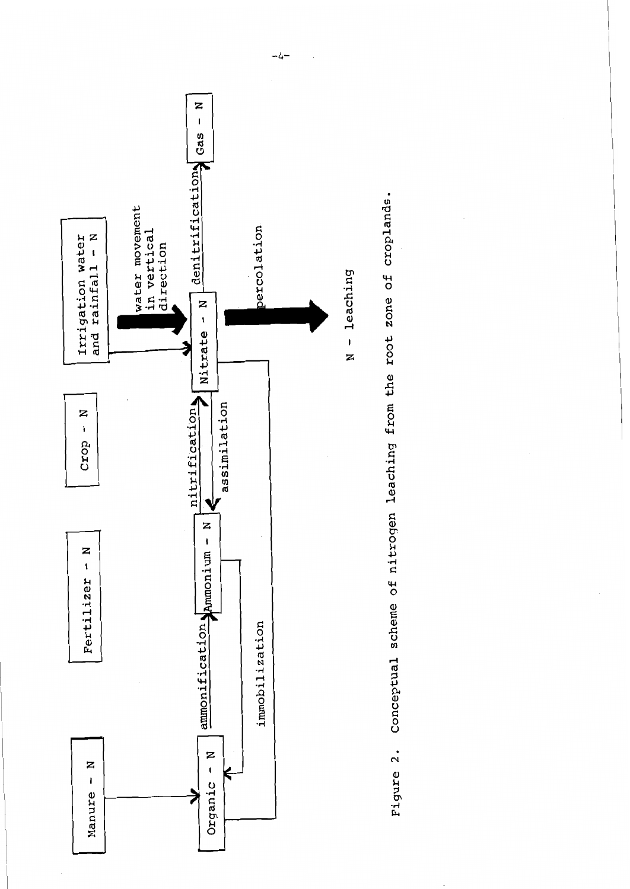Figure 2. Conceptual scheme of nitrogen leaching from the root zone of croplands.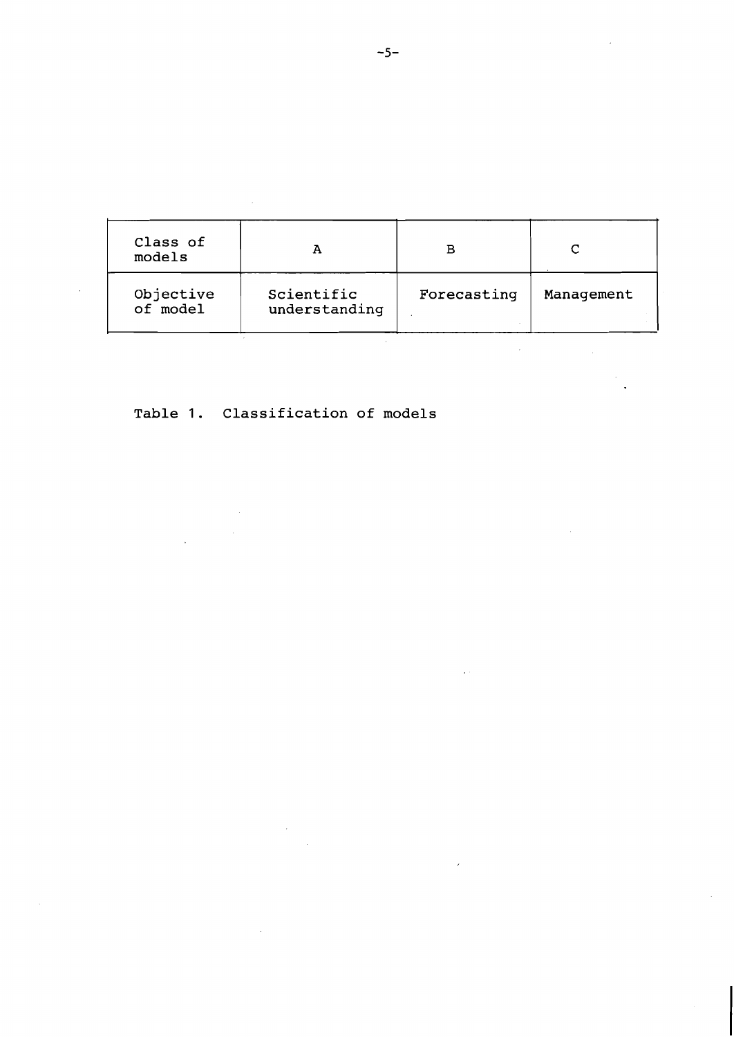| Class of models | A | B | C |
| --- | --- | --- | --- |
| Objective of model | Scientific understanding | Forecasting | Management |

Table 1. Classification of models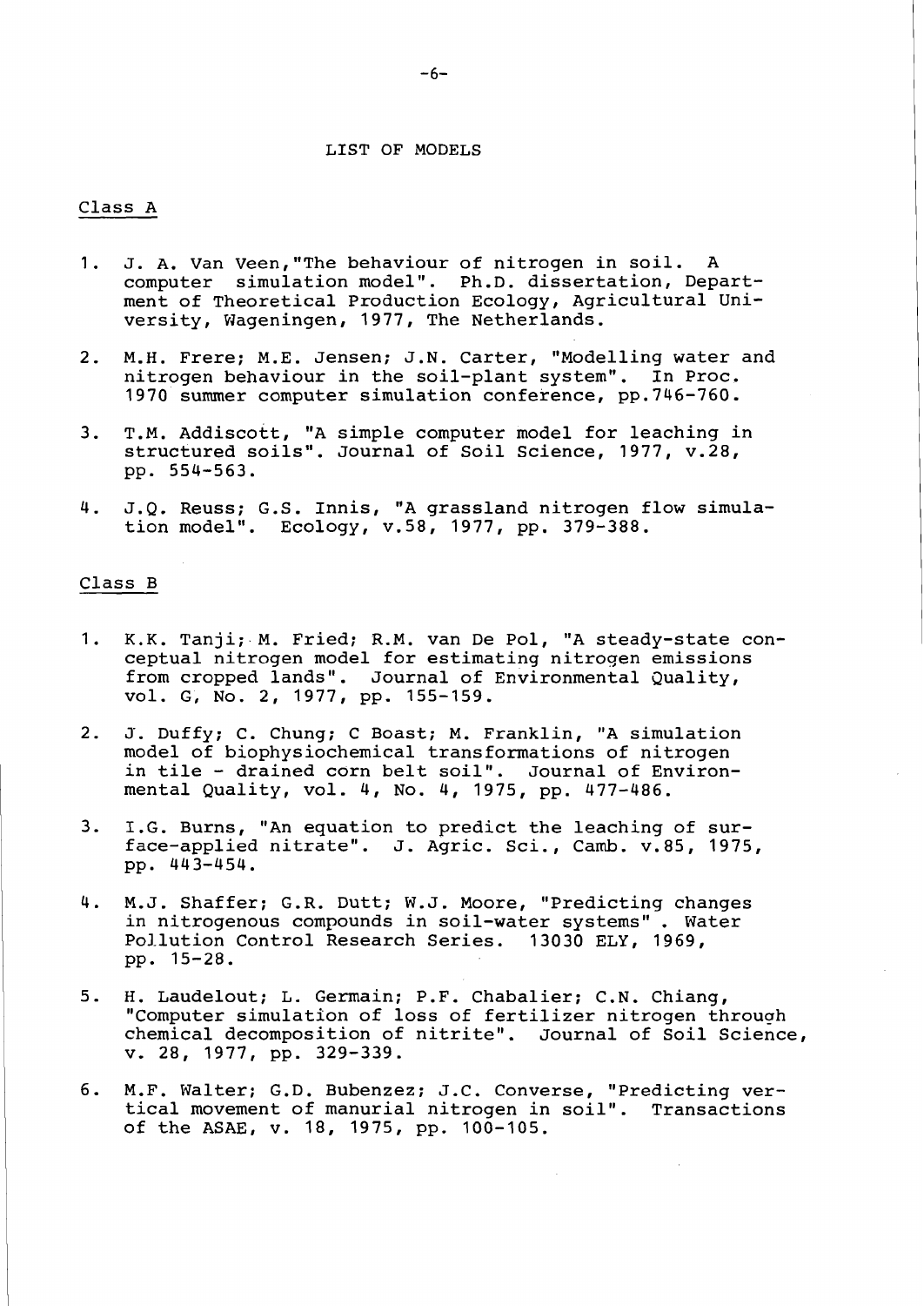## LIST OF MODELS

### Class A

1. J. A. Van Veen,"The behaviour of nitrogen in soil. A computer simulation model". Ph.D. dissertation, Department of Theoretical Production Ecology, Agricultural University, Wageningen, 1977, The Netherlands.

2. M.H. Frere; M.E. Jensen; J.N. Carter, "Modelling water and nitrogen behaviour in the soil-plant system". In Proc. 1970 summer computer simulation conference, pp.746-760.

3. T.M. Addiscott, "A simple computer model for leaching in structured soils". Journal of Soil Science, 1977, v.28, pp. 554-563.

4. J.Q. Reuss; G.S. Innis, "A grassland nitrogen flow simulation model". Ecology, v.58, 1977, pp. 379-388.

### Class B

1. K.K. Tanji; M. Fried; R.M. van De Pol, "A steady-state conceptual nitrogen model for estimating nitrogen emissions from cropped lands". Journal of Environmental Quality, vol. G, No. 2, 1977, pp. 155-159.

2. J. Duffy; C. Chung; C Boast; M. Franklin, "A simulation model of biophysiochemical transformations of nitrogen in tile - drained corn belt soil". Journal of Environmental Quality, vol. 4, No. 4, 1975, pp. 477-486.

3. I.G. Burns, "An equation to predict the leaching of surface-applied nitrate". J. Agric. Sci., Camb. v.85, 1975, pp. 443-454.

4. M.J. Shaffer; G.R. Dutt; W.J. Moore, "Predicting changes in nitrogenous compounds in soil-water systems" . Water Pollution Control Research Series. 13030 ELY, 1969, pp. 15-28.

5. H. Laudelout; L. Germain; P.F. Chabalier; C.N. Chiang, "Computer simulation of loss of fertilizer nitrogen through chemical decomposition of nitrite". Journal of Soil Science, v. 28, 1977, pp. 329-339.

6. M.F. Walter; G.D. Bubenzez; J.C. Converse, "Predicting vertical movement of manurial nitrogen in soil". Transactions of the ASAE, v. 18, 1975, pp. 100-105.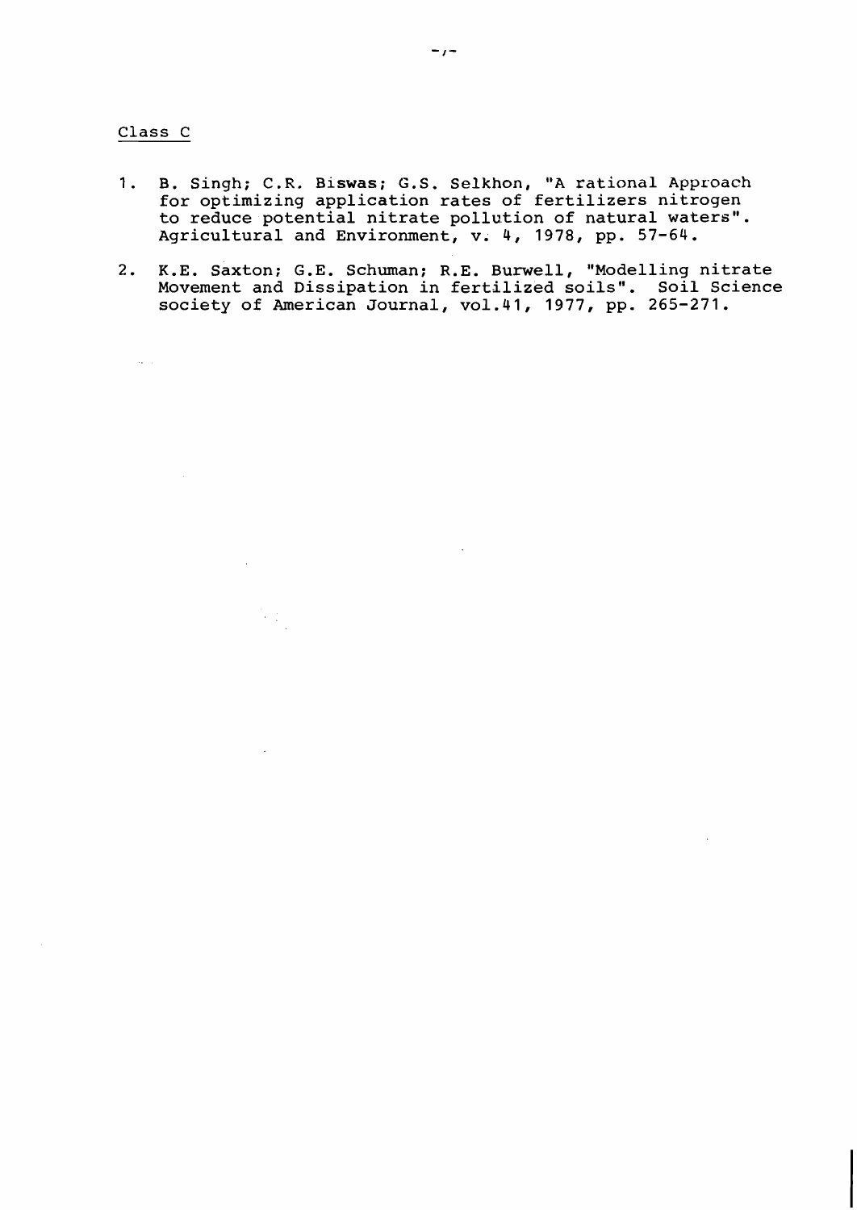Class C

1. B. Singh; C.R. Biswas; G.S. Selkhon, "A rational Approach for optimizing application rates of fertilizers nitrogen to reduce potential nitrate pollution of natural waters". Agricultural and Environment, v. 4, 1978, pp. 57-64.

2. K.E. Saxton; G.E. Schuman; R.E. Burwell, "Modelling nitrate Movement and Dissipation in fertilized soils". Soil Science society of American Journal, vol.41, 1977, pp. 265-271.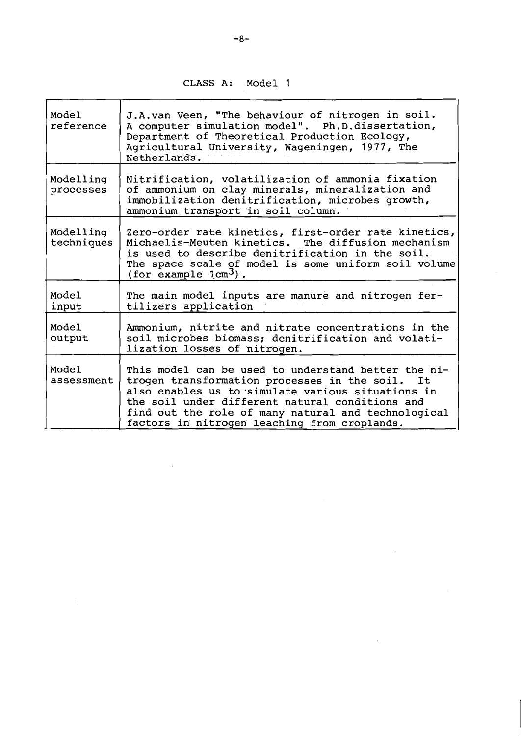CLASS A: Model 1

| | |
|---|---|
| Model reference | J.A.van Veen, "The behaviour of nitrogen in soil. A computer simulation model". Ph.D.dissertation, Department of Theoretical Production Ecology, Agricultural University, Wageningen, 1977, The Netherlands. |
| Modelling processes | Nitrification, volatilization of ammonia fixation of ammonium on clay minerals, mineralization and immobilization denitrification, microbes growth, ammonium transport in soil column. |
| Modelling techniques | Zero-order rate kinetics, first-order rate kinetics, Michaelis-Meuten kinetics. The diffusion mechanism is used to describe denitrification in the soil. The space scale of model is some uniform soil volume (for example $1 cm^3$). |
| Model input | The main model inputs are manure and nitrogen fertilizers application |
| Model output | Ammonium, nitrite and nitrate concentrations in the soil microbes biomass; denitrification and volatilization losses of nitrogen. |
| Model assessment | This model can be used to understand better the nitrogen transformation processes in the soil. It also enables us to simulate various situations in the soil under different natural conditions and find out the role of many natural and technological factors in nitrogen leaching from croplands. |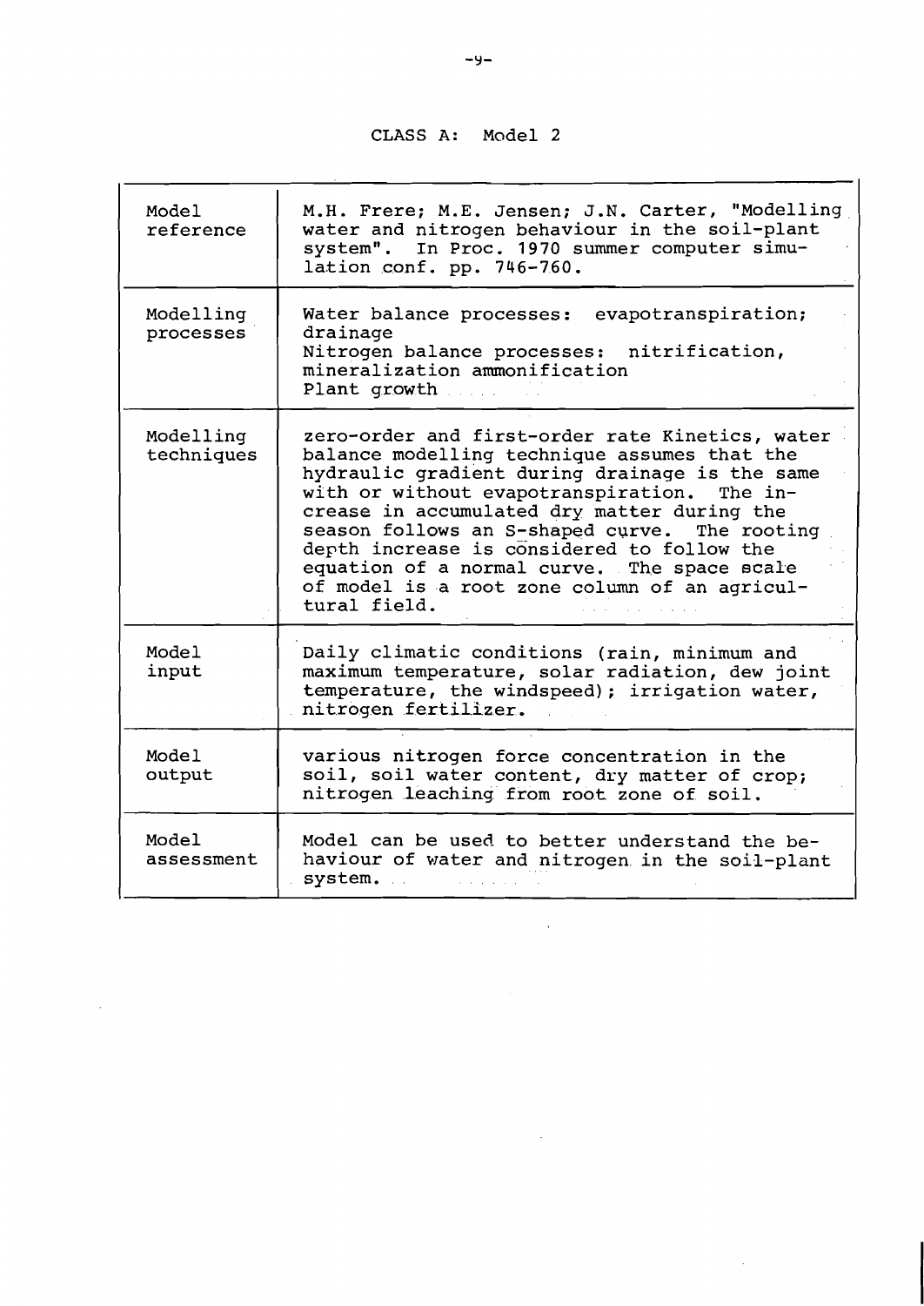CLASS A: Model 2

| | |
|---|---|
| Model reference | M.H. Frere; M.E. Jensen; J.N. Carter, "Modelling water and nitrogen behaviour in the soil-plant system". In Proc. 1970 summer computer simulation conf. pp. 746-760. |
| Modelling processes | Water balance processes: evapotranspiration; drainage<br>Nitrogen balance processes: nitrification, mineralization ammonification<br>Plant growth |
| Modelling techniques | zero-order and first-order rate Kinetics, water balance modelling technique assumes that the hydraulic gradient during drainage is the same with or without evapotranspiration. The increase in accumulated dry matter during the season follows an S-shaped curve. The rooting depth increase is considered to follow the equation of a normal curve. The space scale of model is a root zone column of an agricultural field. |
| Model input | Daily climatic conditions (rain, minimum and maximum temperature, solar radiation, dew joint temperature, the windspeed); irrigation water, nitrogen fertilizer. |
| Model output | various nitrogen force concentration in the soil, soil water content, dry matter of crop; nitrogen leaching from root zone of soil. |
| Model assessment | Model can be used to better understand the behaviour of water and nitrogen in the soil-plant system. |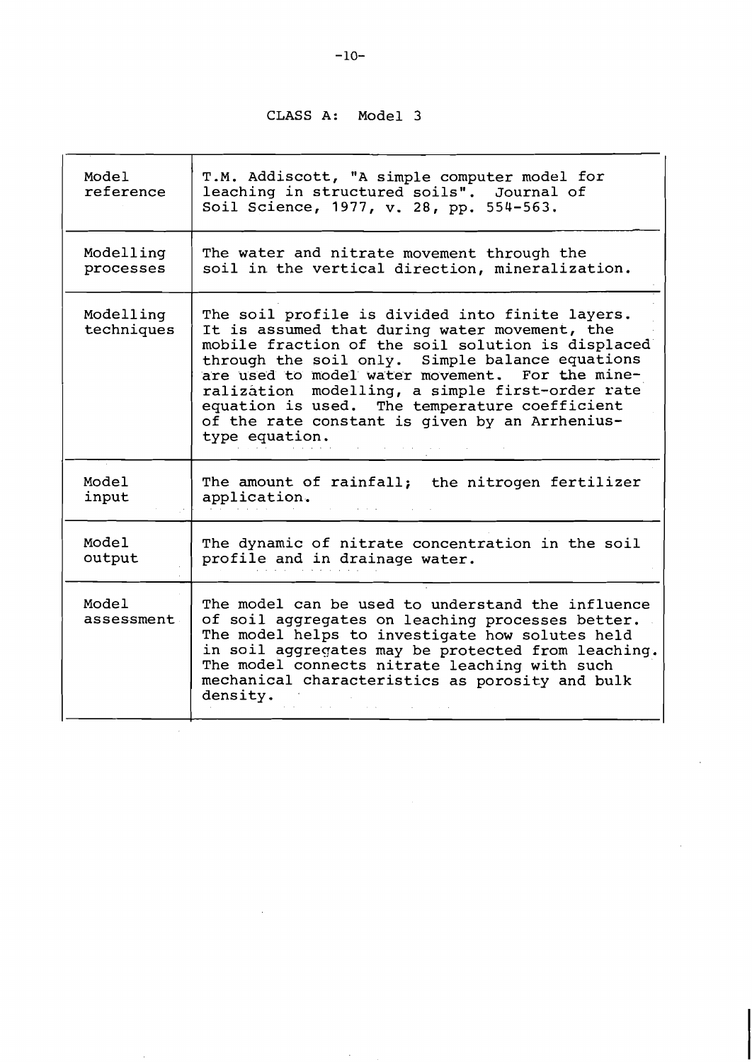## CLASS A: Model 3

| | |
|---|---|
| Model reference | T.M. Addiscott, "A simple computer model for leaching in structured soils". Journal of Soil Science, 1977, v. 28, pp. 554-563. |
| Modelling processes | The water and nitrate movement through the soil in the vertical direction, mineralization. |
| Modelling techniques | The soil profile is divided into finite layers. It is assumed that during water movement, the mobile fraction of the soil solution is displaced through the soil only. Simple balance equations are used to model water movement. For the mineralization modelling, a simple first-order rate equation is used. The temperature coefficient of the rate constant is given by an Arrhenius-type equation. |
| Model input | The amount of rainfall; the nitrogen fertilizer application. |
| Model output | The dynamic of nitrate concentration in the soil profile and in drainage water. |
| Model assessment | The model can be used to understand the influence of soil aggregates on leaching processes better. The model helps to investigate how solutes held in soil aggregates may be protected from leaching. The model connects nitrate leaching with such mechanical characteristics as porosity and bulk density. |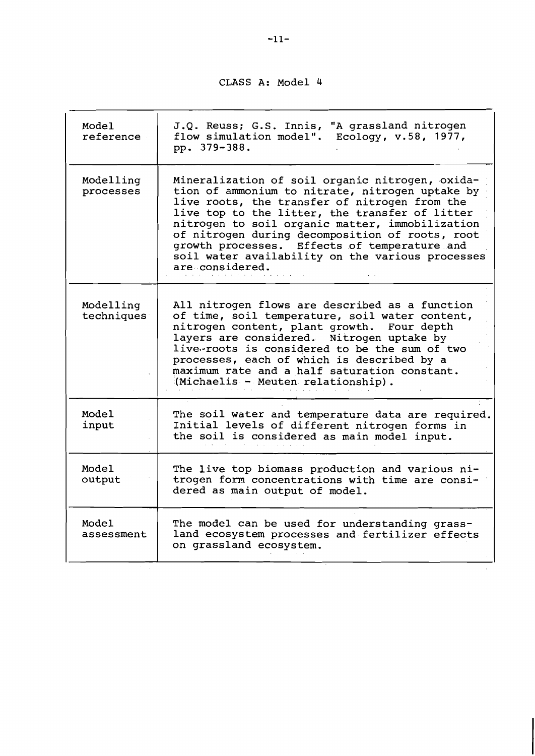# CLASS A: Model 4

| | |
|---|---|
| Model reference | J.Q. Reuss; G.S. Innis, "A grassland nitrogen flow simulation model". Ecology, v.58, 1977, pp. 379-388. |
| Modelling processes | Mineralization of soil organic nitrogen, oxidation of ammonium to nitrate, nitrogen uptake by live roots, the transfer of nitrogen from the live top to the litter, the transfer of litter nitrogen to soil organic matter, immobilization of nitrogen during decomposition of roots, root growth processes. Effects of temperature and soil water availability on the various processes are considered. |
| Modelling techniques | All nitrogen flows are described as a function of time, soil temperature, soil water content, nitrogen content, plant growth. Four depth layers are considered. Nitrogen uptake by live-roots is considered to be the sum of two processes, each of which is described by a maximum rate and a half saturation constant. (Michaelis - Meuten relationship). |
| Model input | The soil water and temperature data are required. Initial levels of different nitrogen forms in the soil is considered as main model input. |
| Model output | The live top biomass production and various nitrogen form concentrations with time are considered as main output of model. |
| Model assessment | The model can be used for understanding grassland ecosystem processes and fertilizer effects on grassland ecosystem. |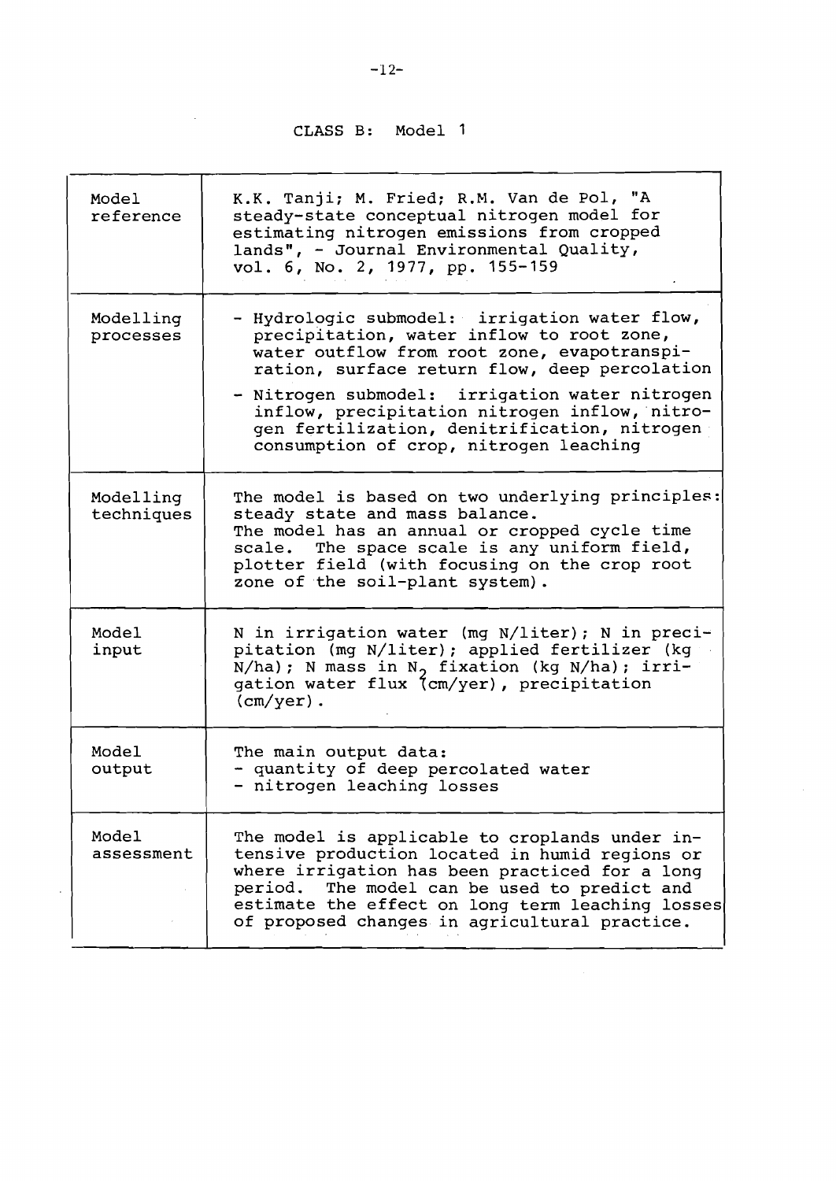## CLASS B: Model 1

| | |
|---|---|
| Model reference | K.K. Tanji; M. Fried; R.M. Van de Pol, "A steady-state conceptual nitrogen model for estimating nitrogen emissions from cropped lands", - Journal Environmental Quality, vol. 6, No. 2, 1977, pp. 155-159 |
| Modelling processes | - Hydrologic submodel: irrigation water flow, precipitation, water inflow to root zone, water outflow from root zone, evapotranspiration, surface return flow, deep percolation<br>- Nitrogen submodel: irrigation water nitrogen inflow, precipitation nitrogen inflow, nitrogen fertilization, denitrification, nitrogen consumption of crop, nitrogen leaching |
| Modelling techniques | The model is based on two underlying principles: steady state and mass balance. The model has an annual or cropped cycle time scale. The space scale is any uniform field, plotter field (with focusing on the crop root zone of the soil-plant system). |
| Model input | N in irrigation water (mg N/liter); N in precipitation (mg N/liter); applied fertilizer (kg N/ha); N mass in $N_2$ fixation (kg N/ha); irrigation water flux (cm/yer), precipitation (cm/yer). |
| Model output | The main output data:<br>- quantity of deep percolated water<br>- nitrogen leaching losses |
| Model assessment | The model is applicable to croplands under intensive production located in humid regions or where irrigation has been practiced for a long period. The model can be used to predict and estimate the effect on long term leaching losses of proposed changes in agricultural practice. |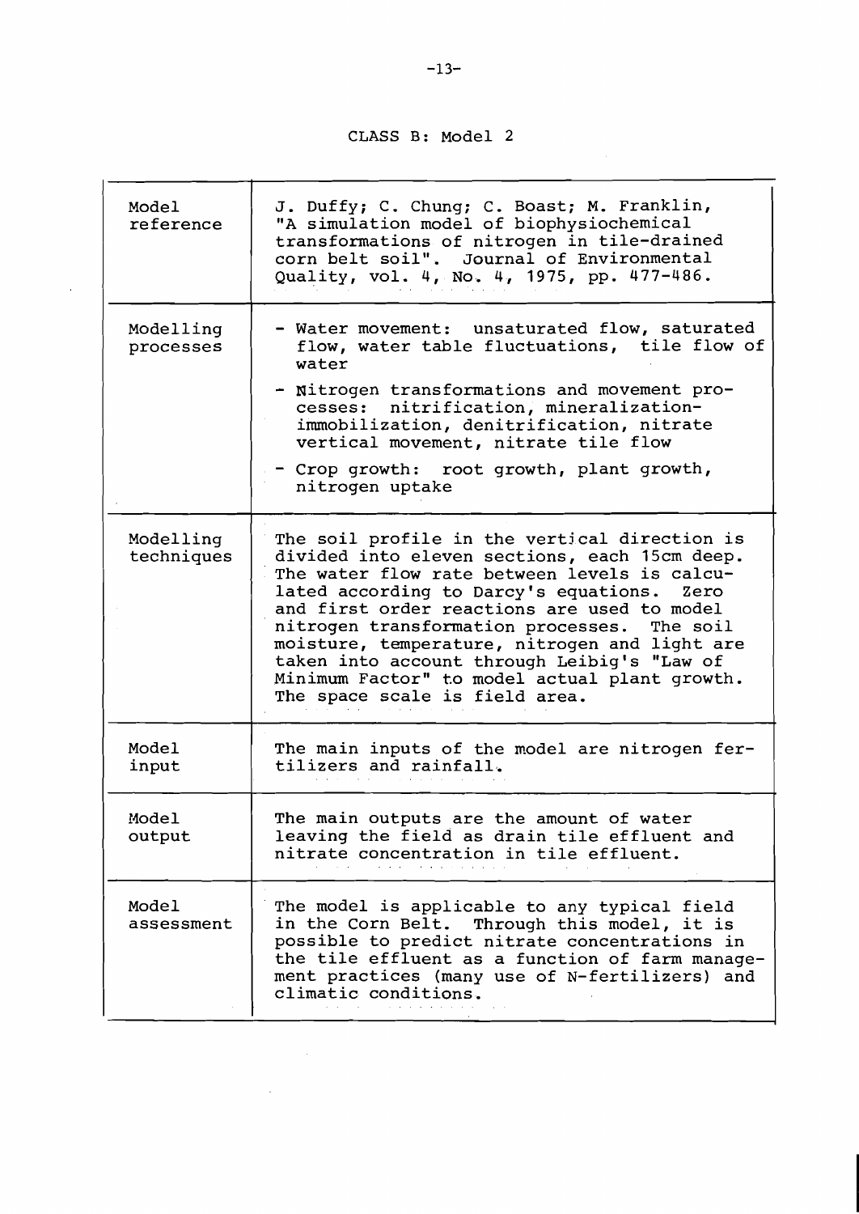CLASS B: Model 2

| | |
|---|---|
| Model reference | J. Duffy; C. Chung; C. Boast; M. Franklin, "A simulation model of biophysiochemical transformations of nitrogen in tile-drained corn belt soil". Journal of Environmental Quality, vol. 4, No. 4, 1975, pp. 477-486. |
| Modelling processes | - Water movement: unsaturated flow, saturated flow, water table fluctuations, tile flow of water<br>- Nitrogen transformations and movement processes: nitrification, mineralization-immobilization, denitrification, nitrate vertical movement, nitrate tile flow<br>- Crop growth: root growth, plant growth, nitrogen uptake |
| Modelling techniques | The soil profile in the vertical direction is divided into eleven sections, each 15cm deep. The water flow rate between levels is calculated according to Darcy's equations. Zero and first order reactions are used to model nitrogen transformation processes. The soil moisture, temperature, nitrogen and light are taken into account through Leibig's "Law of Minimum Factor" to model actual plant growth. The space scale is field area. |
| Model input | The main inputs of the model are nitrogen fertilizers and rainfall. |
| Model output | The main outputs are the amount of water leaving the field as drain tile effluent and nitrate concentration in tile effluent. |
| Model assessment | The model is applicable to any typical field in the Corn Belt. Through this model, it is possible to predict nitrate concentrations in the tile effluent as a function of farm management practices (many use of N-fertilizers) and climatic conditions. |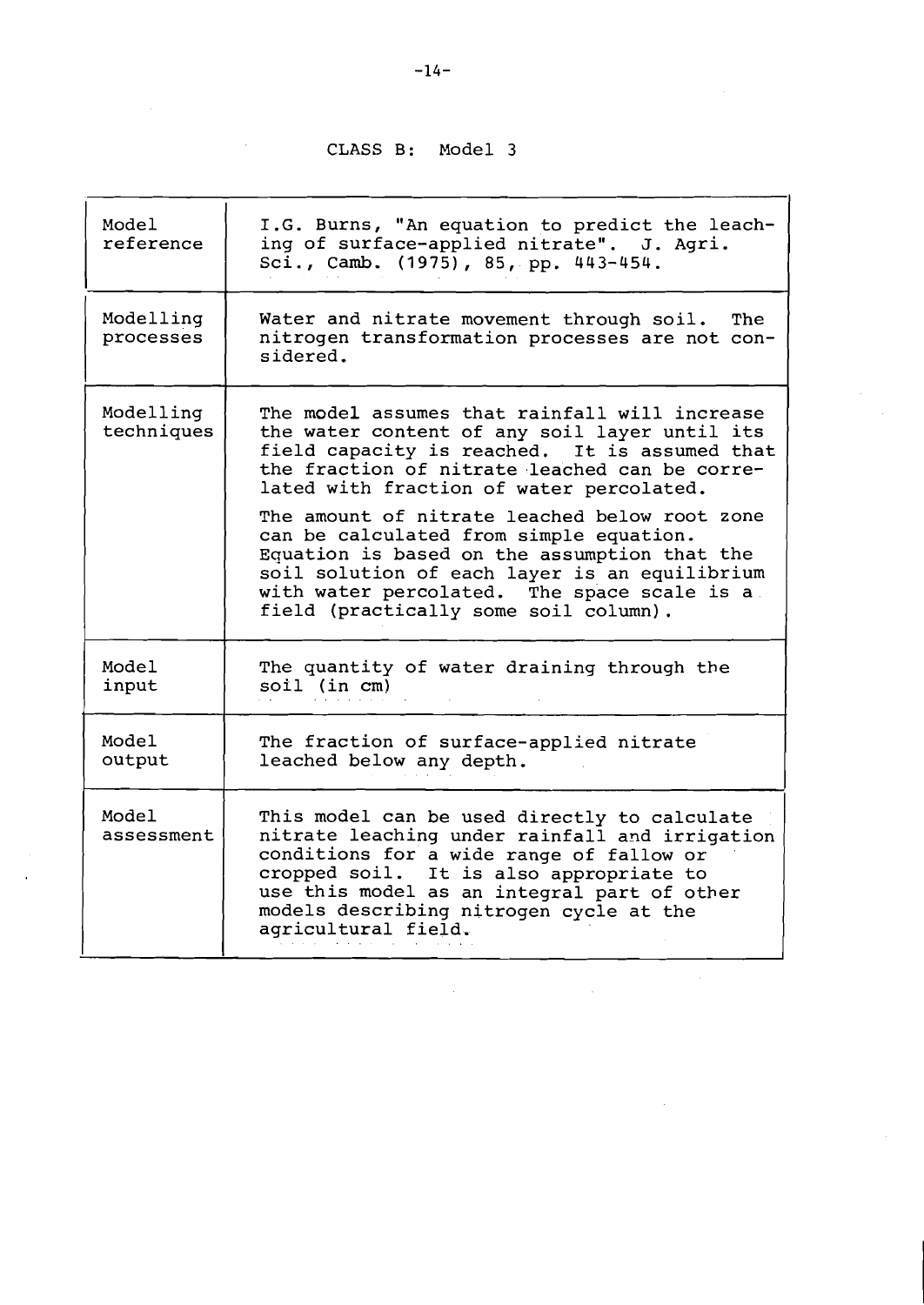CLASS B: Model 3

| | |
|---|---|
| Model reference | I.G. Burns, "An equation to predict the leaching of surface-applied nitrate". J. Agri. Sci., Camb. (1975), 85, pp. 443-454. |
| Modelling processes | Water and nitrate movement through soil. The nitrogen transformation processes are not considered. |
| Modelling techniques | The model assumes that rainfall will increase the water content of any soil layer until its field capacity is reached. It is assumed that the fraction of nitrate leached can be correlated with fraction of water percolated. <br><br> The amount of nitrate leached below root zone can be calculated from simple equation. Equation is based on the assumption that the soil solution of each layer is an equilibrium with water percolated. The space scale is a field (practically some soil column). |
| Model input | The quantity of water draining through the soil (in cm) |
| Model output | The fraction of surface-applied nitrate leached below any depth. |
| Model assessment | This model can be used directly to calculate nitrate leaching under rainfall and irrigation conditions for a wide range of fallow or cropped soil. It is also appropriate to use this model as an integral part of other models describing nitrogen cycle at the agricultural field. |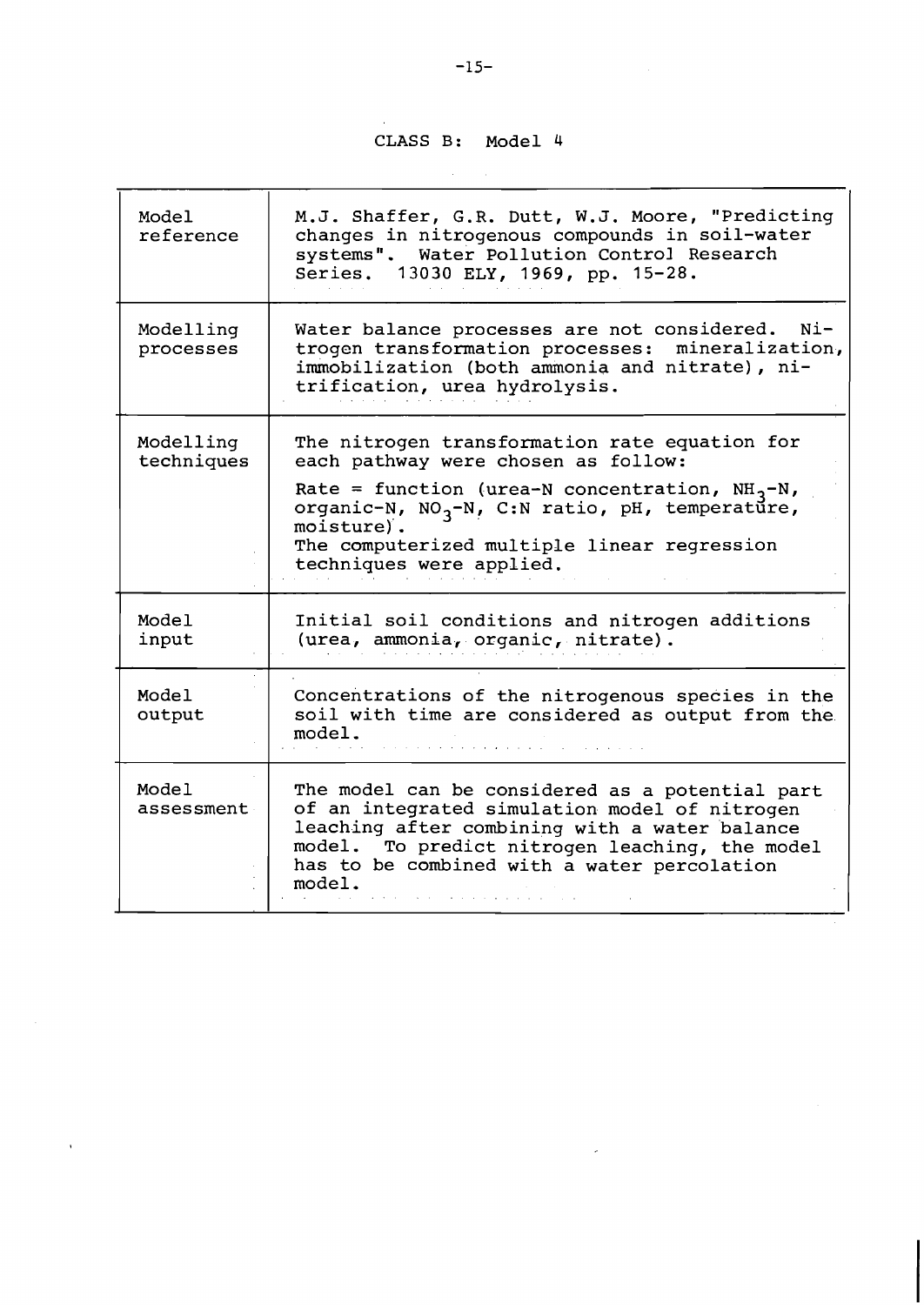CLASS B: Model 4

| | |
|---|---|
| Model reference | M.J. Shaffer, G.R. Dutt, W.J. Moore, "Predicting changes in nitrogenous compounds in soil-water systems". Water Pollution Control Research Series. 13030 ELY, 1969, pp. 15-28. |
| Modelling processes | Water balance processes are not considered. Nitrogen transformation processes: mineralization, immobilization (both ammonia and nitrate), nitrification, urea hydrolysis. |
| Modelling techniques | The nitrogen transformation rate equation for each pathway were chosen as follow: Rate = function (urea-N concentration, $NH_3$-N, organic-N, $NO_3$-N, C:N ratio, pH, temperature, moisture). The computerized multiple linear regression techniques were applied. |
| Model input | Initial soil conditions and nitrogen additions (urea, ammonia, organic, nitrate). |
| Model output | Concentrations of the nitrogenous species in the soil with time are considered as output from the model. |
| Model assessment | The model can be considered as a potential part of an integrated simulation model of nitrogen leaching after combining with a water balance model. To predict nitrogen leaching, the model has to be combined with a water percolation model. |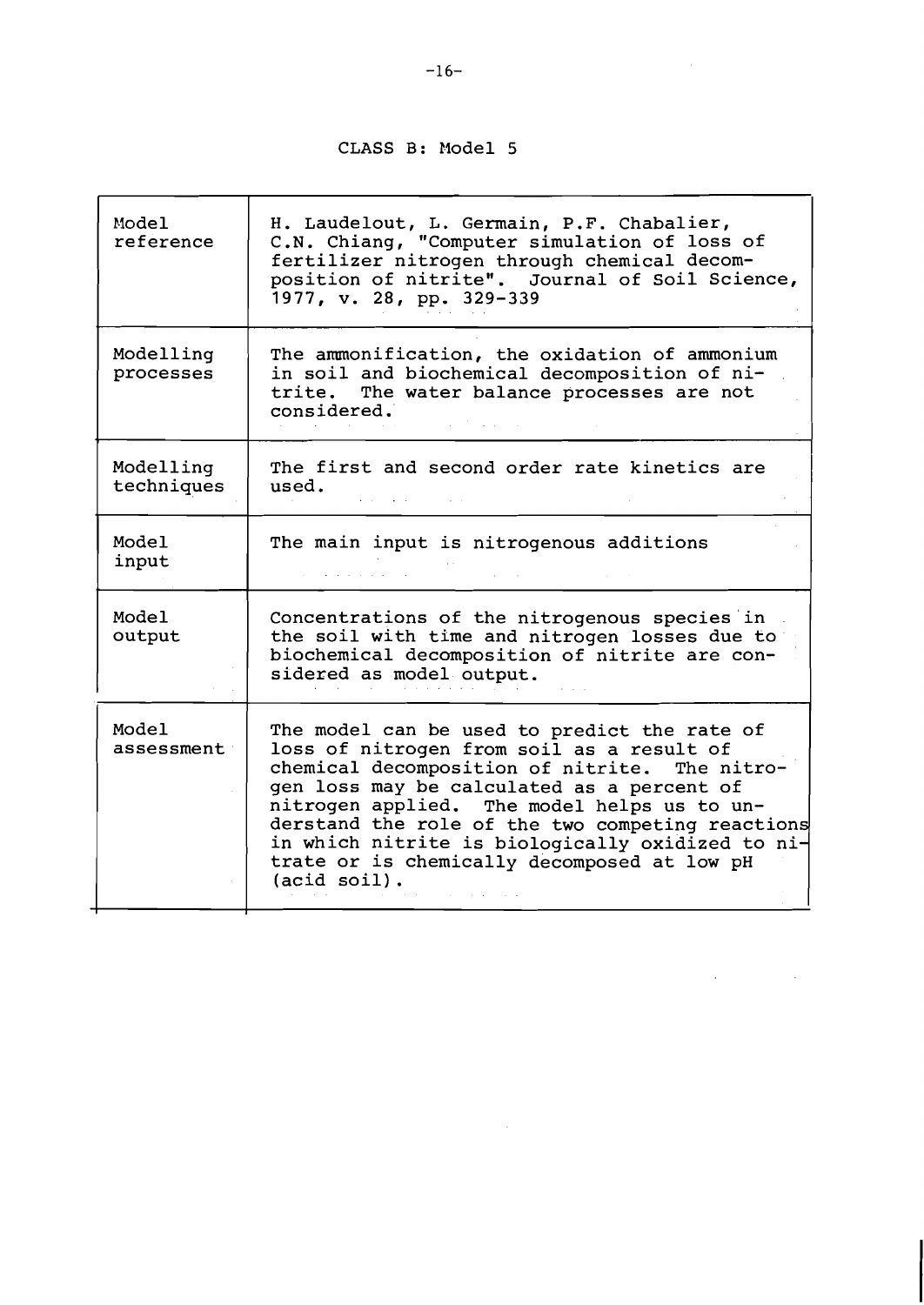## CLASS B: Model 5

| | |
|---|---|
| Model reference | H. Laudelout, L. Germain, P.F. Chabalier, C.N. Chiang, "Computer simulation of loss of fertilizer nitrogen through chemical decomposition of nitrite". Journal of Soil Science, 1977, v. 28, pp. 329-339 |
| Modelling processes | The ammonification, the oxidation of ammonium in soil and biochemical decomposition of nitrite. The water balance processes are not considered. |
| Modelling techniques | The first and second order rate kinetics are used. |
| Model input | The main input is nitrogenous additions |
| Model output | Concentrations of the nitrogenous species in the soil with time and nitrogen losses due to biochemical decomposition of nitrite are considered as model output. |
| Model assessment | The model can be used to predict the rate of loss of nitrogen from soil as a result of chemical decomposition of nitrite. The nitrogen loss may be calculated as a percent of nitrogen applied. The model helps us to understand the role of the two competing reactions in which nitrite is biologically oxidized to nitrate or is chemically decomposed at low pH (acid soil). |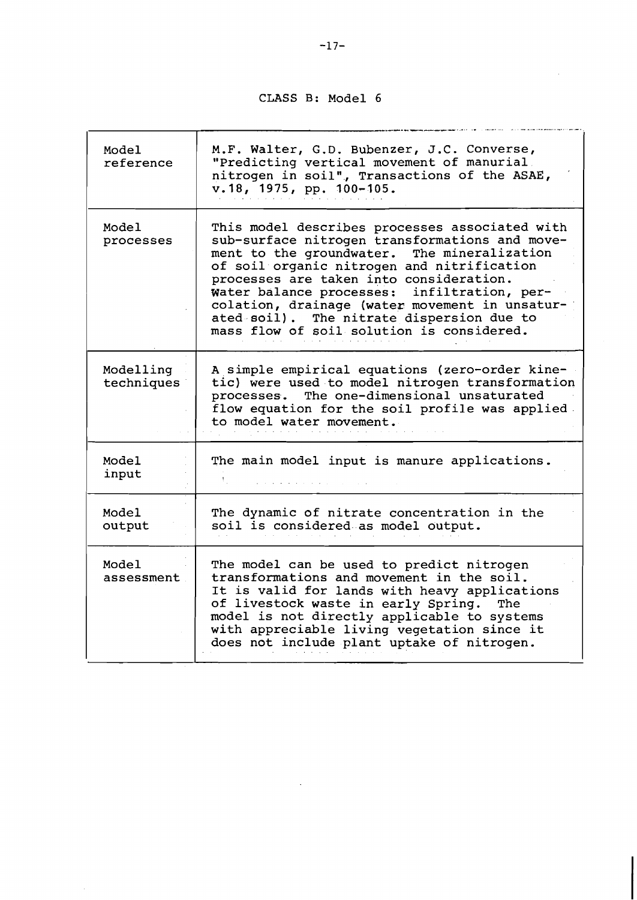CLASS B: Model 6

| | |
|---|---|
| Model reference | M.F. Walter, G.D. Bubenzer, J.C. Converse, "Predicting vertical movement of manurial nitrogen in soil", Transactions of the ASAE, v.18, 1975, pp. 100-105. |
| Model processes | This model describes processes associated with sub-surface nitrogen transformations and movement to the groundwater. The mineralization of soil organic nitrogen and nitrification processes are taken into consideration. Water balance processes: infiltration, percolation, drainage (water movement in unsaturated soil). The nitrate dispersion due to mass flow of soil solution is considered. |
| Modelling techniques | A simple empirical equations (zero-order kinetic) were used to model nitrogen transformation processes. The one-dimensional unsaturated flow equation for the soil profile was applied to model water movement. |
| Model input | The main model input is manure applications. |
| Model output | The dynamic of nitrate concentration in the soil is considered as model output. |
| Model assessment | The model can be used to predict nitrogen transformations and movement in the soil. It is valid for lands with heavy applications of livestock waste in early Spring. The model is not directly applicable to systems with appreciable living vegetation since it does not include plant uptake of nitrogen. |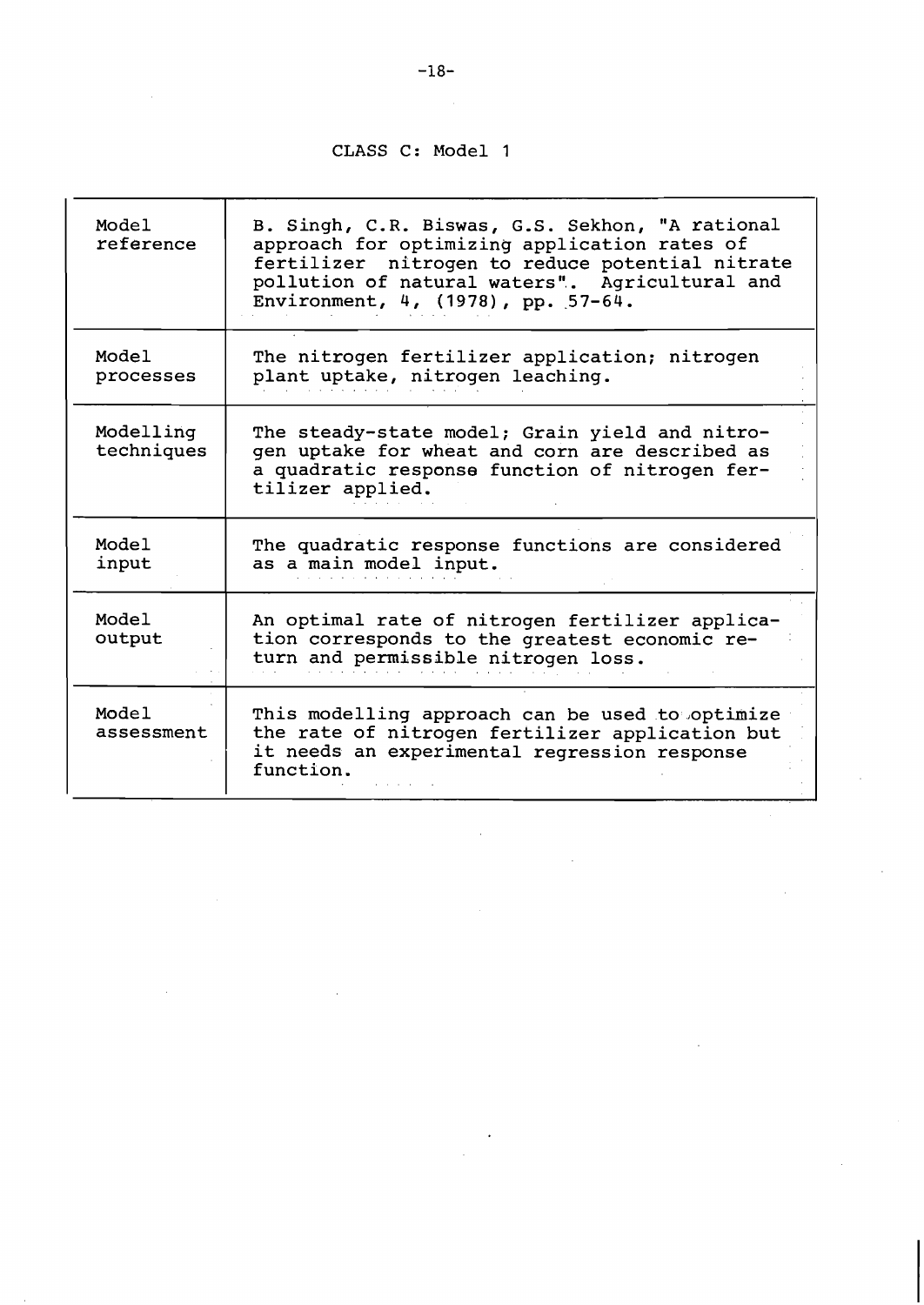CLASS C: Model 1

| | |
|---|---|
| Model reference | B. Singh, C.R. Biswas, G.S. Sekhon, "A rational approach for optimizing application rates of fertilizer nitrogen to reduce potential nitrate pollution of natural waters". Agricultural and Environment, 4, (1978), pp. 57-64. |
| Model processes | The nitrogen fertilizer application; nitrogen plant uptake, nitrogen leaching. |
| Modelling techniques | The steady-state model; Grain yield and nitrogen uptake for wheat and corn are described as a quadratic response function of nitrogen fertilizer applied. |
| Model input | The quadratic response functions are considered as a main model input. |
| Model output | An optimal rate of nitrogen fertilizer application corresponds to the greatest economic return and permissible nitrogen loss. |
| Model assessment | This modelling approach can be used to optimize the rate of nitrogen fertilizer application but it needs an experimental regression response function. |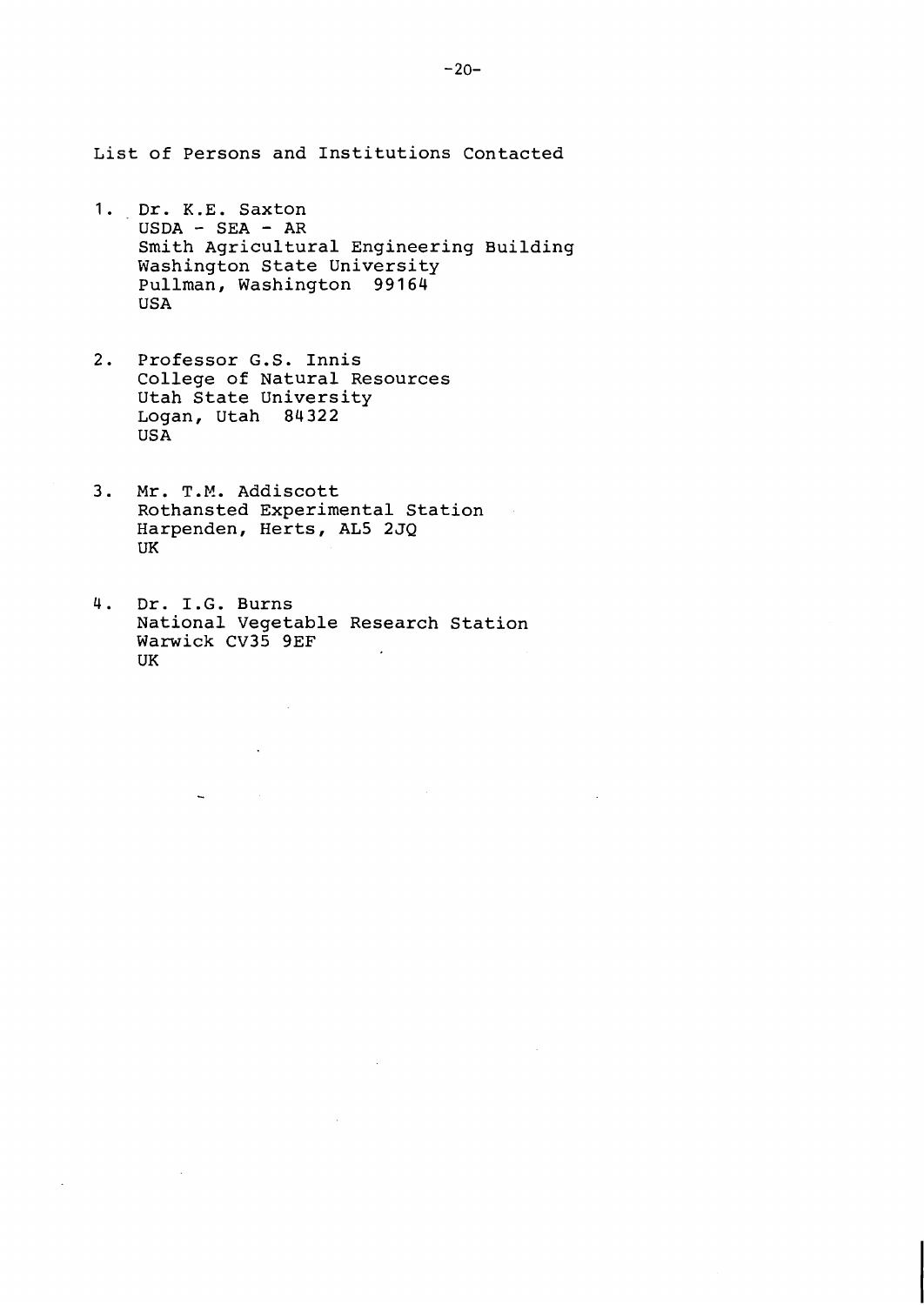## List of Persons and Institutions Contacted

1. Dr. K.E. Saxton
   USDA - SEA - AR
   Smith Agricultural Engineering Building
   Washington State University
   Pullman, Washington 99164
   USA

2. Professor G.S. Innis
   College of Natural Resources
   Utah State University
   Logan, Utah 84322
   USA

3. Mr. T.M. Addiscott
   Rothansted Experimental Station
   Harpenden, Herts, AL5 2JQ
   UK

4. Dr. I.G. Burns
   National Vegetable Research Station
   Warwick CV35 9EF
   UK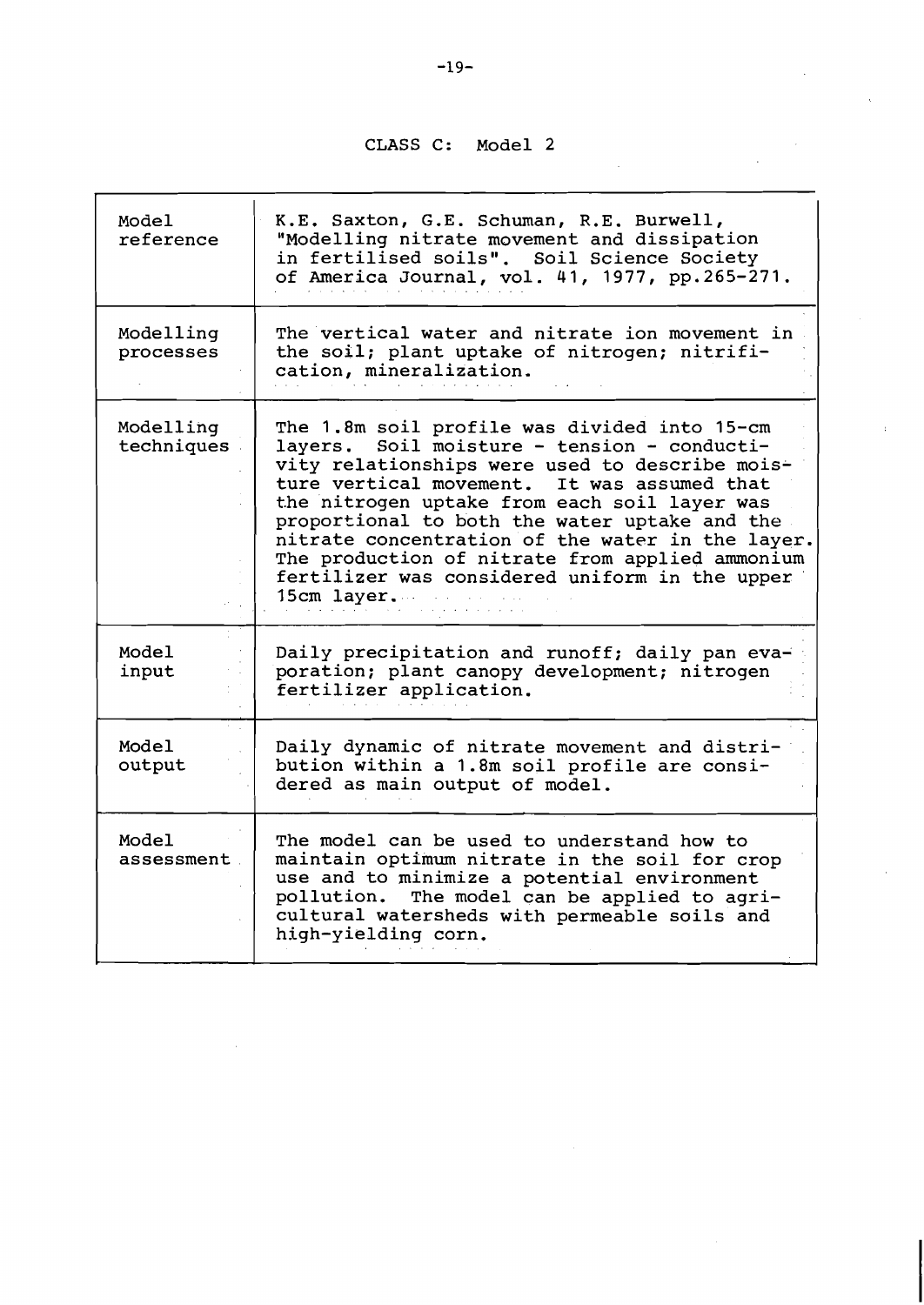## CLASS C: Model 2

| | |
|---|---|
| Model reference | K.E. Saxton, G.E. Schuman, R.E. Burwell, "Modelling nitrate movement and dissipation in fertilised soils". Soil Science Society of America Journal, vol. 41, 1977, pp.265-271. |
| Modelling processes | The vertical water and nitrate ion movement in the soil; plant uptake of nitrogen; nitrification, mineralization. |
| Modelling techniques | The 1.8m soil profile was divided into 15-cm layers. Soil moisture - tension - conductivity relationships were used to describe moisture vertical movement. It was assumed that the nitrogen uptake from each soil layer was proportional to both the water uptake and the nitrate concentration of the water in the layer. The production of nitrate from applied ammonium fertilizer was considered uniform in the upper 15cm layer. |
| Model input | Daily precipitation and runoff; daily pan evaporation; plant canopy development; nitrogen fertilizer application. |
| Model output | Daily dynamic of nitrate movement and distribution within a 1.8m soil profile are considered as main output of model. |
| Model assessment | The model can be used to understand how to maintain optimum nitrate in the soil for crop use and to minimize a potential environment pollution. The model can be applied to agricultural watersheds with permeable soils and high-yielding corn. |